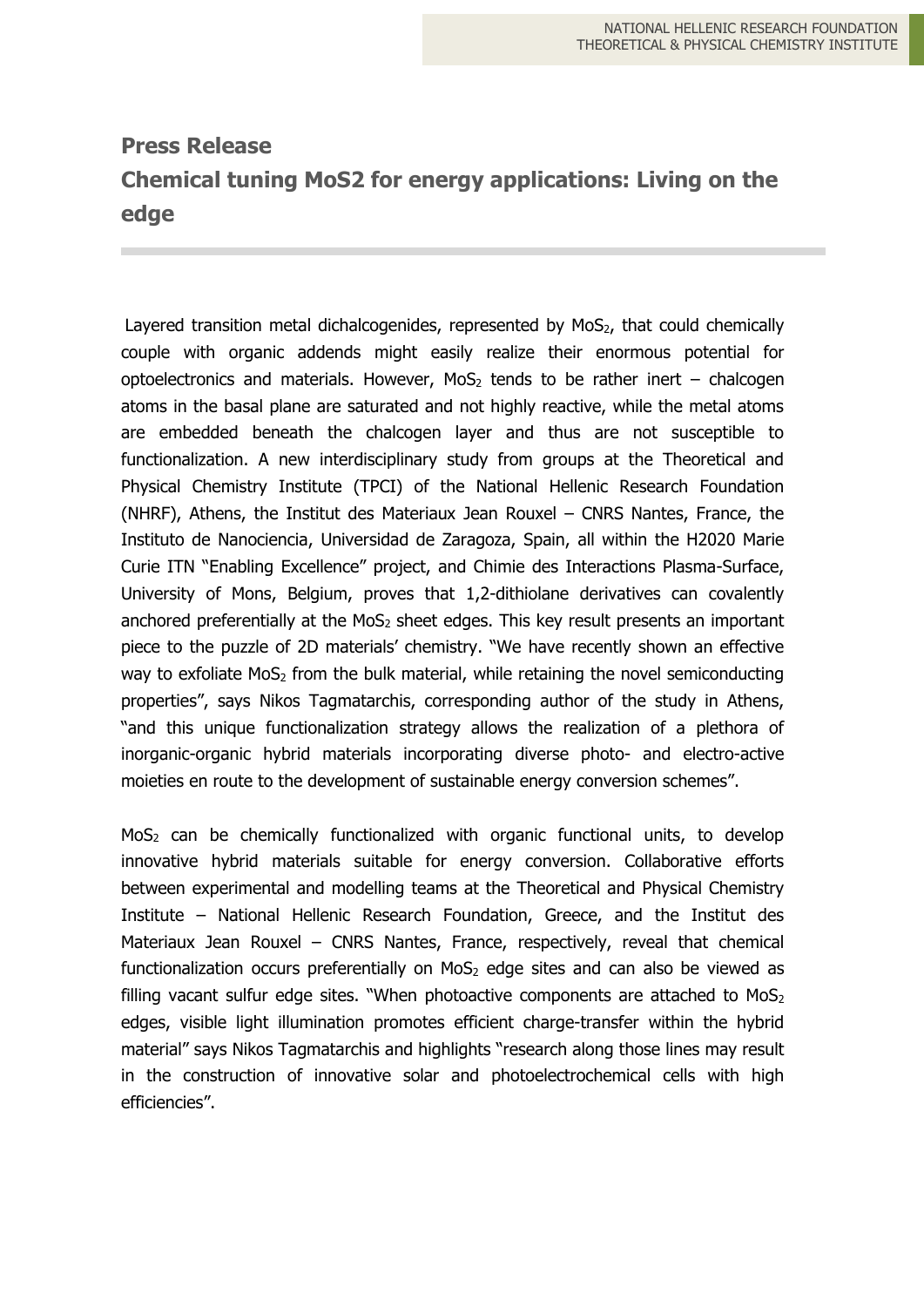# Press Release

## Chemical tuning MoS2 for energy applications: Living on the edge

Layered transition metal dichalcogenides, represented by $MoS_2$, that could chemically couple with organic addends might easily realize their enormous potential for optoelectronics and materials. However, $MoS_2$ tends to be rather inert – chalcogen atoms in the basal plane are saturated and not highly reactive, while the metal atoms are embedded beneath the chalcogen layer and thus are not susceptible to functionalization. A new interdisciplinary study from groups at the Theoretical and Physical Chemistry Institute (TPCI) of the National Hellenic Research Foundation (NHRF), Athens, the Institut des Materiaux Jean Rouxel – CNRS Nantes, France, the Instituto de Nanociencia, Universidad de Zaragoza, Spain, all within the H2020 Marie Curie ITN "Enabling Excellence" project, and Chimie des Interactions Plasma-Surface, University of Mons, Belgium, proves that 1,2-dithiolane derivatives can covalently anchored preferentially at the $MoS_2$ sheet edges. This key result presents an important piece to the puzzle of 2D materials' chemistry. "We have recently shown an effective way to exfoliate $MoS_2$ from the bulk material, while retaining the novel semiconducting properties", says Nikos Tagmatarchis, corresponding author of the study in Athens, "and this unique functionalization strategy allows the realization of a plethora of inorganic-organic hybrid materials incorporating diverse photo- and electro-active moieties en route to the development of sustainable energy conversion schemes".

$MoS_2$ can be chemically functionalized with organic functional units, to develop innovative hybrid materials suitable for energy conversion. Collaborative efforts between experimental and modelling teams at the Theoretical and Physical Chemistry Institute – National Hellenic Research Foundation, Greece, and the Institut des Materiaux Jean Rouxel – CNRS Nantes, France, respectively, reveal that chemical functionalization occurs preferentially on $MoS_2$ edge sites and can also be viewed as filling vacant sulfur edge sites. "When photoactive components are attached to $MoS_2$ edges, visible light illumination promotes efficient charge-transfer within the hybrid material" says Nikos Tagmatarchis and highlights "research along those lines may result in the construction of innovative solar and photoelectrochemical cells with high efficiencies".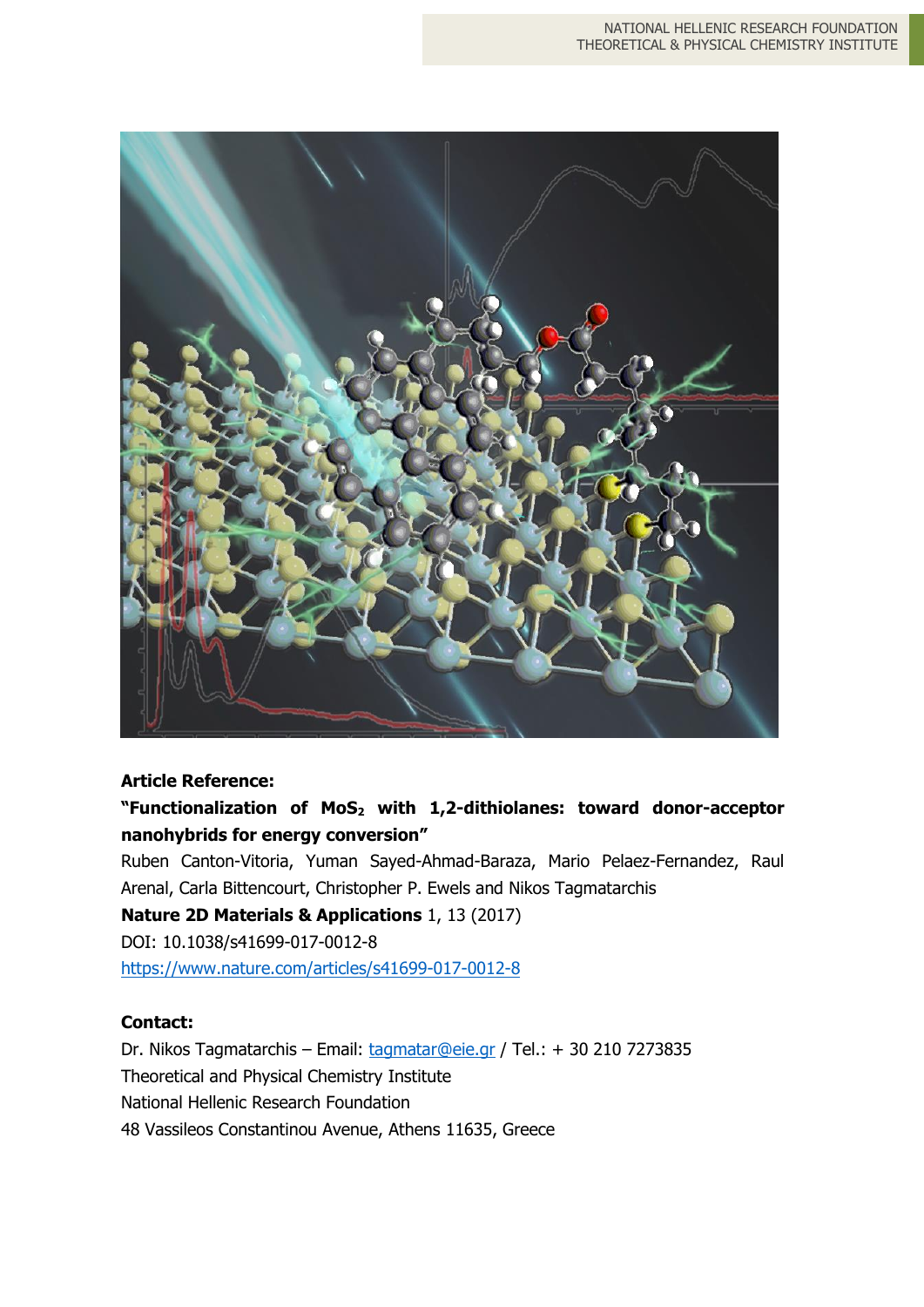**Article Reference:**

**"Functionalization of $MoS_2$ with 1,2-dithiolanes: toward donor-acceptor nanohybrids for energy conversion"**

Ruben Canton-Vitoria, Yuman Sayed-Ahmad-Baraza, Mario Pelaez-Fernandez, Raul Arenal, Carla Bittencourt, Christopher P. Ewels and Nikos Tagmatarchis

**Nature 2D Materials & Applications** 1, 13 (2017)

DOI: 10.1038/s41699-017-0012-8

https://www.nature.com/articles/s41699-017-0012-8

**Contact:**

Dr. Nikos Tagmatarchis – Email: tagmatar@eie.gr / Tel.: + 30 210 7273835

Theoretical and Physical Chemistry Institute

National Hellenic Research Foundation

48 Vassileos Constantinou Avenue, Athens 11635, Greece